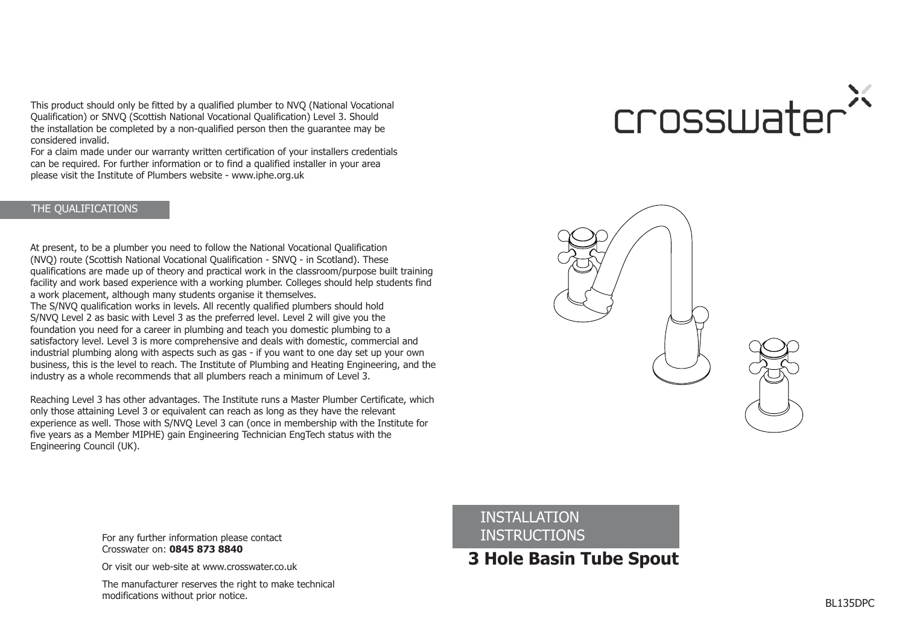This product should only be fitted by a qualified plumber to NVQ (National Vocational Qualification) or SNVQ (Scottish National Vocational Qualification) Level 3. Should the installation be completed by a non-qualified person then the guarantee may be considered invalid.
For a claim made under our warranty written certification of your installers credentials can be required. For further information or to find a qualified installer in your area please visit the Institute of Plumbers website - www.iphe.org.uk

## THE QUALIFICATIONS

At present, to be a plumber you need to follow the National Vocational Qualification (NVQ) route (Scottish National Vocational Qualification - SNVQ - in Scotland). These qualifications are made up of theory and practical work in the classroom/purpose built training facility and work based experience with a working plumber. Colleges should help students find a work placement, although many students organise it themselves.
The S/NVQ qualification works in levels. All recently qualified plumbers should hold S/NVQ Level 2 as basic with Level 3 as the preferred level. Level 2 will give you the foundation you need for a career in plumbing and teach you domestic plumbing to a satisfactory level. Level 3 is more comprehensive and deals with domestic, commercial and industrial plumbing along with aspects such as gas - if you want to one day set up your own business, this is the level to reach. The Institute of Plumbing and Heating Engineering, and the industry as a whole recommends that all plumbers reach a minimum of Level 3.

Reaching Level 3 has other advantages. The Institute runs a Master Plumber Certificate, which only those attaining Level 3 or equivalent can reach as long as they have the relevant experience as well. Those with S/NVQ Level 3 can (once in membership with the Institute for five years as a Member MIPHE) gain Engineering Technician EngTech status with the Engineering Council (UK).

For any further information please contact Crosswater on: **0845 873 8840**

Or visit our web-site at www.crosswater.co.uk

The manufacturer reserves the right to make technical modifications without prior notice.

crosswater

INSTALLATION INSTRUCTIONS

# 3 Hole Basin Tube Spout

BL135DPC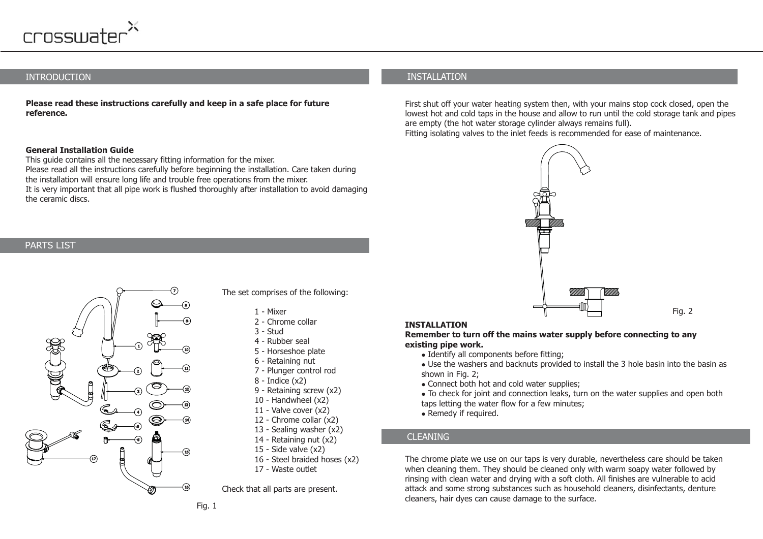## INTRODUCTION

**Please read these instructions carefully and keep in a safe place for future reference.**

**General Installation Guide**

This guide contains all the necessary fitting information for the mixer.
Please read all the instructions carefully before beginning the installation. Care taken during the installation will ensure long life and trouble free operations from the mixer.
It is very important that all pipe work is flushed thoroughly after installation to avoid damaging the ceramic discs.

## PARTS LIST

The set comprises of the following:

1 - Mixer
2 - Chrome collar
3 - Stud
4 - Rubber seal
5 - Horseshoe plate
6 - Retaining nut
7 - Plunger control rod
8 - Indice (x2)
9 - Retaining screw (x2)
10 - Handwheel (x2)
11 - Valve cover (x2)
12 - Chrome collar (x2)
13 - Sealing washer (x2)
14 - Retaining nut (x2)
15 - Side valve (x2)
16 - Steel braided hoses (x2)
17 - Waste outlet

Check that all parts are present.

Fig. 1

## INSTALLATION

First shut off your water heating system then, with your mains stop cock closed, open the lowest hot and cold taps in the house and allow to run until the cold storage tank and pipes are empty (the hot water storage cylinder always remains full).
Fitting isolating valves to the inlet feeds is recommended for ease of maintenance.

Fig. 2

**INSTALLATION**

**Remember to turn off the mains water supply before connecting to any existing pipe work.**

- Identify all components before fitting;
- Use the washers and backnuts provided to install the 3 hole basin into the basin as shown in Fig. 2;
- Connect both hot and cold water supplies;
- To check for joint and connection leaks, turn on the water supplies and open both taps letting the water flow for a few minutes;
- Remedy if required.

## CLEANING

The chrome plate we use on our taps is very durable, nevertheless care should be taken when cleaning them. They should be cleaned only with warm soapy water followed by rinsing with clean water and drying with a soft cloth. All finishes are vulnerable to acid attack and some strong substances such as household cleaners, disinfectants, denture cleaners, hair dyes can cause damage to the surface.